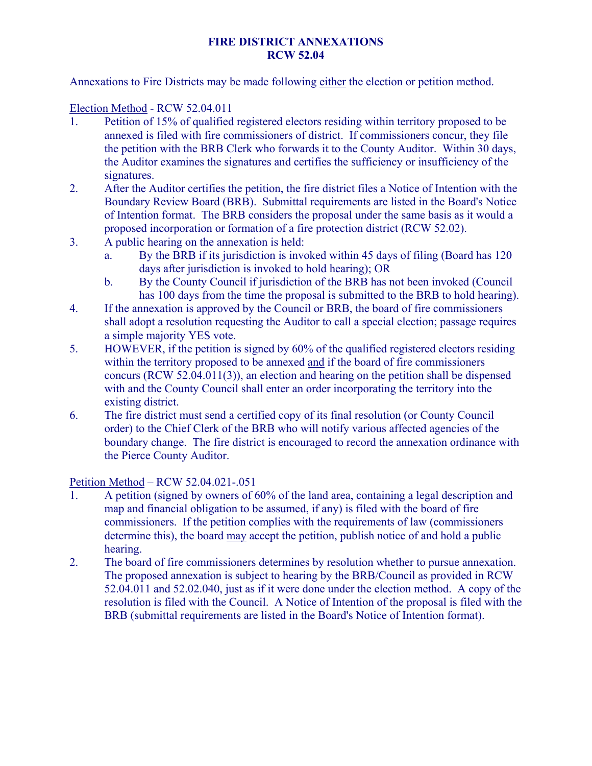# FIRE DISTRICT ANNEXATIONS
# RCW 52.04

Annexations to Fire Districts may be made following <u>either</u> the election or petition method.

<u>Election Method</u> - RCW 52.04.011

1. Petition of 15% of qualified registered electors residing within territory proposed to be annexed is filed with fire commissioners of district. If commissioners concur, they file the petition with the BRB Clerk who forwards it to the County Auditor. Within 30 days, the Auditor examines the signatures and certifies the sufficiency or insufficiency of the signatures.
2. After the Auditor certifies the petition, the fire district files a Notice of Intention with the Boundary Review Board (BRB). Submittal requirements are listed in the Board's Notice of Intention format. The BRB considers the proposal under the same basis as it would a proposed incorporation or formation of a fire protection district (RCW 52.02).
3. A public hearing on the annexation is held:
   a. By the BRB if its jurisdiction is invoked within 45 days of filing (Board has 120 days after jurisdiction is invoked to hold hearing); OR
   b. By the County Council if jurisdiction of the BRB has not been invoked (Council has 100 days from the time the proposal is submitted to the BRB to hold hearing).
4. If the annexation is approved by the Council or BRB, the board of fire commissioners shall adopt a resolution requesting the Auditor to call a special election; passage requires a simple majority YES vote.
5. HOWEVER, if the petition is signed by 60% of the qualified registered electors residing within the territory proposed to be annexed <u>and</u> if the board of fire commissioners concurs (RCW 52.04.011(3)), an election and hearing on the petition shall be dispensed with and the County Council shall enter an order incorporating the territory into the existing district.
6. The fire district must send a certified copy of its final resolution (or County Council order) to the Chief Clerk of the BRB who will notify various affected agencies of the boundary change. The fire district is encouraged to record the annexation ordinance with the Pierce County Auditor.

<u>Petition Method</u> – RCW 52.04.021-.051

1. A petition (signed by owners of 60% of the land area, containing a legal description and map and financial obligation to be assumed, if any) is filed with the board of fire commissioners. If the petition complies with the requirements of law (commissioners determine this), the board <u>may</u> accept the petition, publish notice of and hold a public hearing.
2. The board of fire commissioners determines by resolution whether to pursue annexation. The proposed annexation is subject to hearing by the BRB/Council as provided in RCW 52.04.011 and 52.02.040, just as if it were done under the election method. A copy of the resolution is filed with the Council. A Notice of Intention of the proposal is filed with the BRB (submittal requirements are listed in the Board's Notice of Intention format).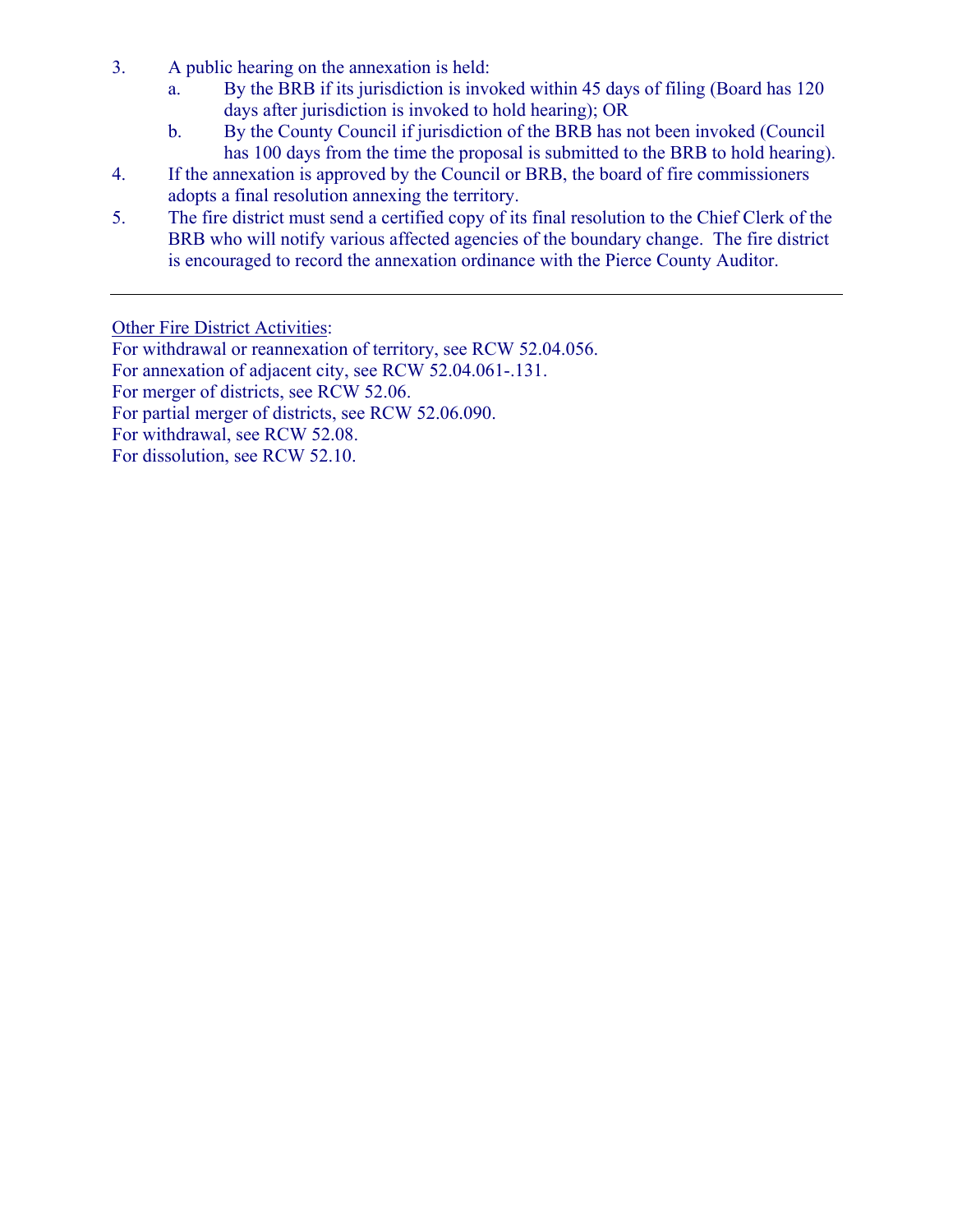3. A public hearing on the annexation is held:
   a. By the BRB if its jurisdiction is invoked within 45 days of filing (Board has 120 days after jurisdiction is invoked to hold hearing); OR
   b. By the County Council if jurisdiction of the BRB has not been invoked (Council has 100 days from the time the proposal is submitted to the BRB to hold hearing).
4. If the annexation is approved by the Council or BRB, the board of fire commissioners adopts a final resolution annexing the territory.
5. The fire district must send a certified copy of its final resolution to the Chief Clerk of the BRB who will notify various affected agencies of the boundary change. The fire district is encouraged to record the annexation ordinance with the Pierce County Auditor.

---

<u>Other Fire District Activities</u>:

For withdrawal or reannexation of territory, see RCW 52.04.056.
For annexation of adjacent city, see RCW 52.04.061-.131.
For merger of districts, see RCW 52.06.
For partial merger of districts, see RCW 52.06.090.
For withdrawal, see RCW 52.08.
For dissolution, see RCW 52.10.